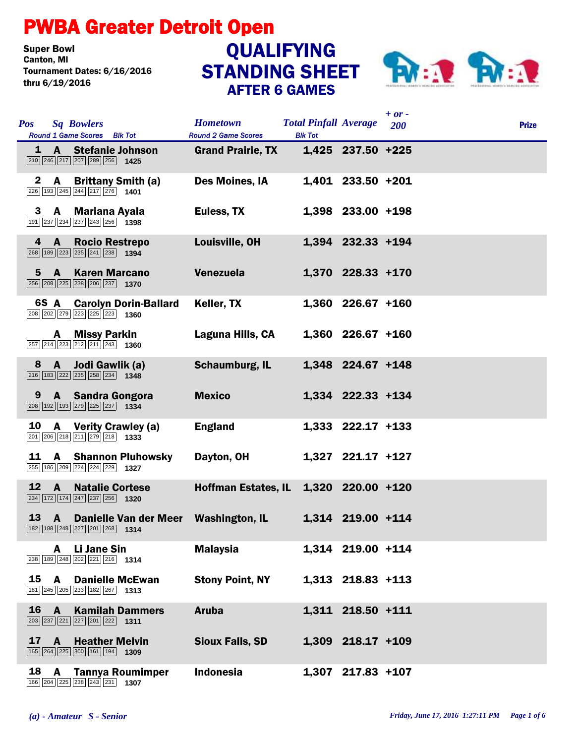# PWBA Greater Detroit Open

**Super Bowl**
**Canton, MI**
**Tournament Dates: 6/16/2016 thru 6/19/2016**

## QUALIFYING STANDING SHEET
### AFTER 6 GAMES

| Pos | Sq | Bowlers | Round 1 Game Scores | Blk Tot | Hometown | Total Pinfall | Average | + or - 200 | Prize |
|---|---|---|---|---|---|---|---|---|---|
| 1 | A | Stefanie Johnson | 210 246 217 207 289 256 | 1425 | Grand Prairie, TX | 1,425 | 237.50 | +225 | |
| 2 | A | Brittany Smith (a) | 226 193 245 244 217 276 | 1401 | Des Moines, IA | 1,401 | 233.50 | +201 | |
| 3 | A | Mariana Ayala | 191 237 234 237 243 256 | 1398 | Euless, TX | 1,398 | 233.00 | +198 | |
| 4 | A | Rocio Restrepo | 268 189 223 235 241 238 | 1394 | Louisville, OH | 1,394 | 232.33 | +194 | |
| 5 | A | Karen Marcano | 256 208 225 238 206 237 | 1370 | Venezuela | 1,370 | 228.33 | +170 | |
| 6S | A | Carolyn Dorin-Ballard | 208 202 279 223 225 223 | 1360 | Keller, TX | 1,360 | 226.67 | +160 | |
| | A | Missy Parkin | 257 214 223 212 211 243 | 1360 | Laguna Hills, CA | 1,360 | 226.67 | +160 | |
| 8 | A | Jodi Gawlik (a) | 216 183 222 235 258 234 | 1348 | Schaumburg, IL | 1,348 | 224.67 | +148 | |
| 9 | A | Sandra Gongora | 208 192 193 279 225 237 | 1334 | Mexico | 1,334 | 222.33 | +134 | |
| 10 | A | Verity Crawley (a) | 201 206 218 211 279 218 | 1333 | England | 1,333 | 222.17 | +133 | |
| 11 | A | Shannon Pluhowsky | 255 186 209 224 224 229 | 1327 | Dayton, OH | 1,327 | 221.17 | +127 | |
| 12 | A | Natalie Cortese | 234 172 174 247 237 256 | 1320 | Hoffman Estates, IL | 1,320 | 220.00 | +120 | |
| 13 | A | Danielle Van der Meer | 182 188 248 227 201 268 | 1314 | Washington, IL | 1,314 | 219.00 | +114 | |
| | A | Li Jane Sin | 238 189 248 202 221 216 | 1314 | Malaysia | 1,314 | 219.00 | +114 | |
| 15 | A | Danielle McEwan | 181 245 205 233 182 267 | 1313 | Stony Point, NY | 1,313 | 218.83 | +113 | |
| 16 | A | Kamilah Dammers | 203 237 221 227 201 222 | 1311 | Aruba | 1,311 | 218.50 | +111 | |
| 17 | A | Heather Melvin | 165 264 225 300 161 194 | 1309 | Sioux Falls, SD | 1,309 | 218.17 | +109 | |
| 18 | A | Tannya Roumimper | 166 204 225 238 243 231 | 1307 | Indonesia | 1,307 | 217.83 | +107 | |

*(a) - Amateur S - Senior*

*Friday, June 17, 2016 1:27:11 PM*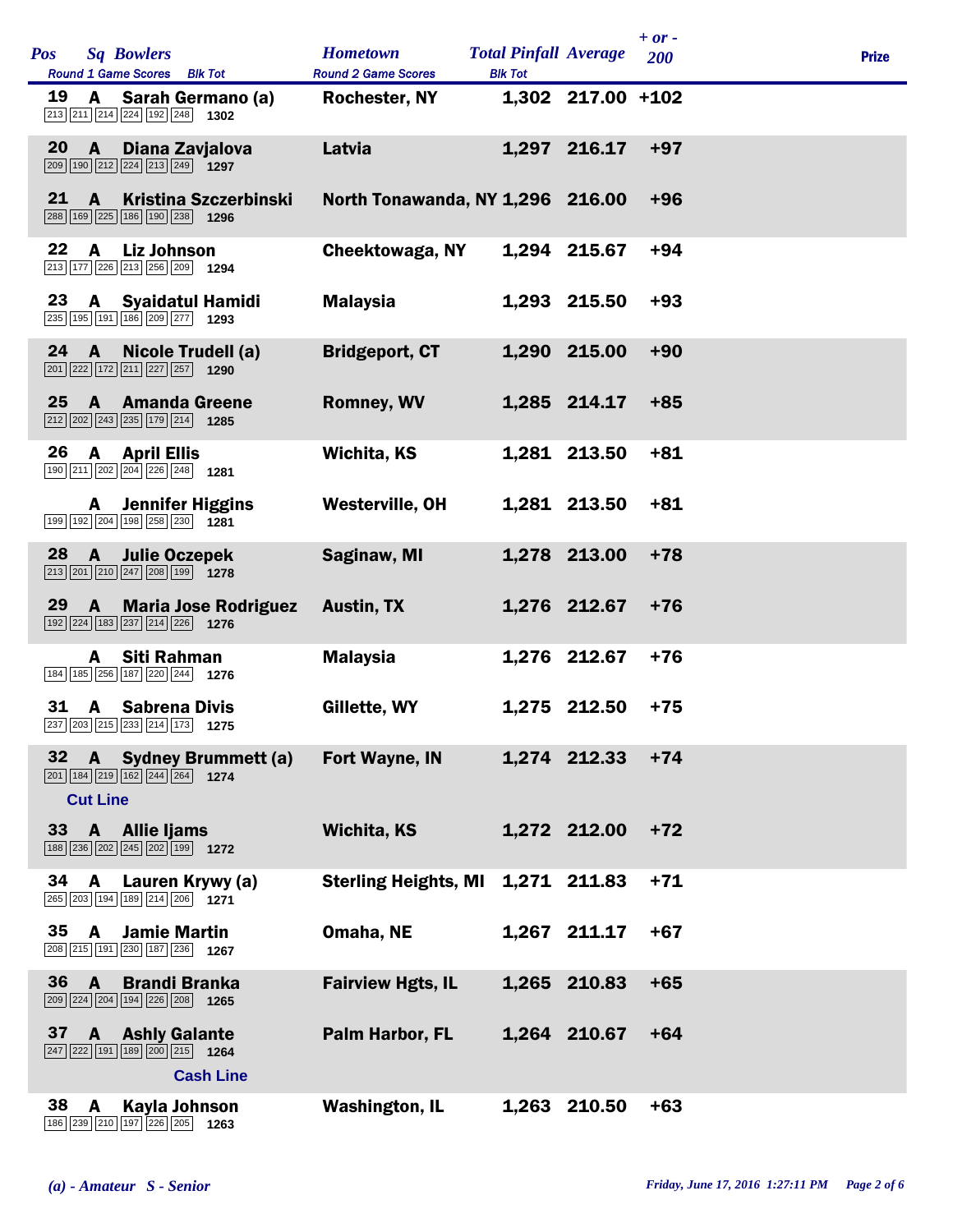| Pos | Sq | Bowlers | Round 1 Game Scores | Blk Tot | Hometown | Total Pinfall | Average | + or - 200 | Prize |
|---|---|---|---|---|---|---|---|---|---|
| 19 | A | Sarah Germano (a) | 213 211 214 224 192 248 | 1302 | Rochester, NY | 1,302 | 217.00 | +102 | |
| 20 | A | Diana Zavjalova | 209 190 212 224 213 249 | 1297 | Latvia | 1,297 | 216.17 | +97 | |
| 21 | A | Kristina Szczerbinski | 288 169 225 186 190 238 | 1296 | North Tonawanda, NY | 1,296 | 216.00 | +96 | |
| 22 | A | Liz Johnson | 213 177 226 213 256 209 | 1294 | Cheektowaga, NY | 1,294 | 215.67 | +94 | |
| 23 | A | Syaidatul Hamidi | 235 195 191 186 209 277 | 1293 | Malaysia | 1,293 | 215.50 | +93 | |
| 24 | A | Nicole Trudell (a) | 201 222 172 211 227 257 | 1290 | Bridgeport, CT | 1,290 | 215.00 | +90 | |
| 25 | A | Amanda Greene | 212 202 243 235 179 214 | 1285 | Romney, WV | 1,285 | 214.17 | +85 | |
| 26 | A | April Ellis | 190 211 202 204 226 248 | 1281 | Wichita, KS | 1,281 | 213.50 | +81 | |
| | A | Jennifer Higgins | 199 192 204 198 258 230 | 1281 | Westerville, OH | 1,281 | 213.50 | +81 | |
| 28 | A | Julie Oczepek | 213 201 210 247 208 199 | 1278 | Saginaw, MI | 1,278 | 213.00 | +78 | |
| 29 | A | Maria Jose Rodriguez | 192 224 183 237 214 226 | 1276 | Austin, TX | 1,276 | 212.67 | +76 | |
| | A | Siti Rahman | 184 185 256 187 220 244 | 1276 | Malaysia | 1,276 | 212.67 | +76 | |
| 31 | A | Sabrena Divis | 237 203 215 233 214 173 | 1275 | Gillette, WY | 1,275 | 212.50 | +75 | |
| 32 | A | Sydney Brummett (a) | 201 184 219 162 244 264 | 1274 | Fort Wayne, IN | 1,274 | 212.33 | +74 | |
| **Cut Line** | | | | | | | | | |
| 33 | A | Allie Ijams | 188 236 202 245 202 199 | 1272 | Wichita, KS | 1,272 | 212.00 | +72 | |
| 34 | A | Lauren Krywy (a) | 265 203 194 189 214 206 | 1271 | Sterling Heights, MI | 1,271 | 211.83 | +71 | |
| 35 | A | Jamie Martin | 208 215 191 230 187 236 | 1267 | Omaha, NE | 1,267 | 211.17 | +67 | |
| 36 | A | Brandi Branka | 209 224 204 194 226 208 | 1265 | Fairview Hgts, IL | 1,265 | 210.83 | +65 | |
| 37 | A | Ashly Galante | 247 222 191 189 200 215 | 1264 | Palm Harbor, FL | 1,264 | 210.67 | +64 | |
| **Cash Line** | | | | | | | | | |
| 38 | A | Kayla Johnson | 186 239 210 197 226 205 | 1263 | Washington, IL | 1,263 | 210.50 | +63 | |

*(a) - Amateur S - Senior*

*Friday, June 17, 2016 1:27:11 PM*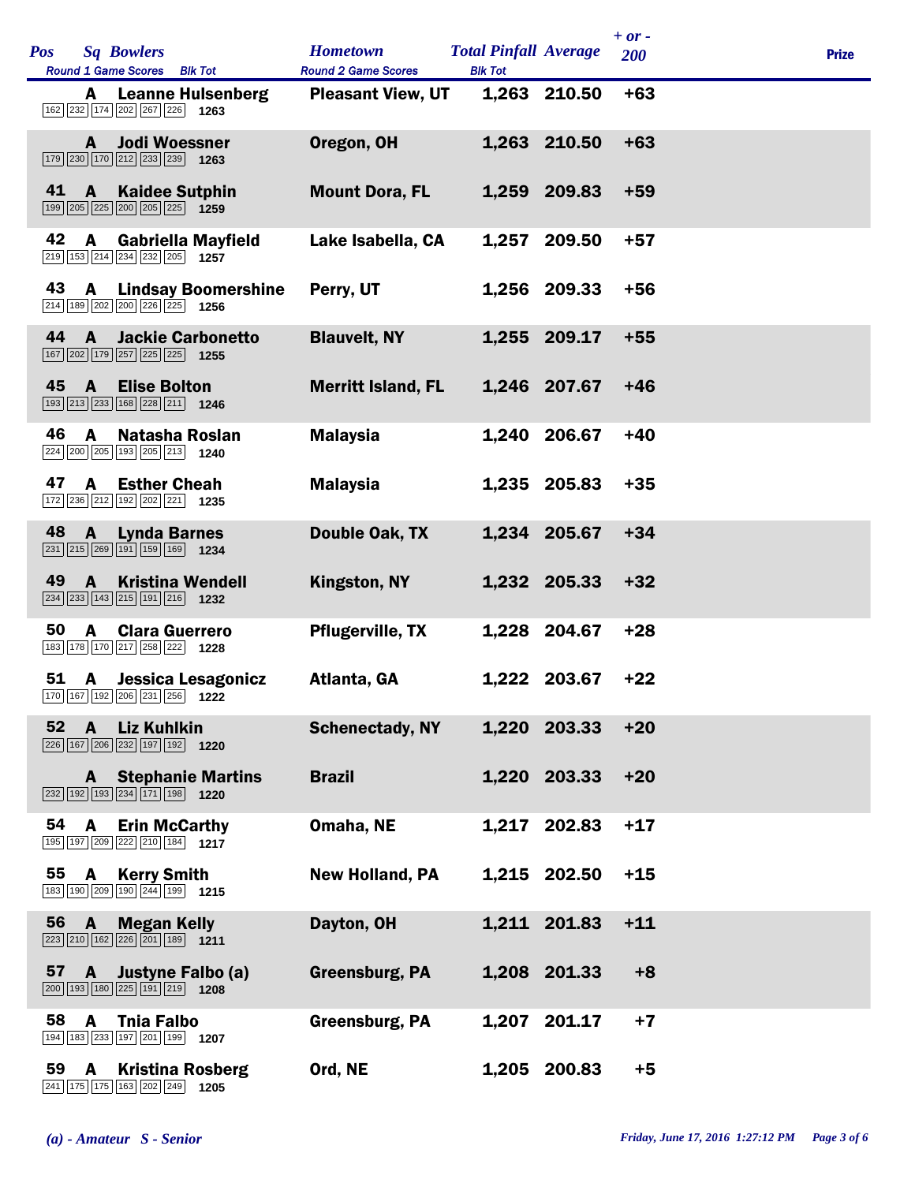| Pos | Sq | Bowlers | Round 1 Game Scores | Blk Tot | Hometown | Total Pinfall | Average | + or - 200 | Prize |
|---|---|---|---|---|---|---|---|---|---|
| | A | Leanne Hulsenberg | 162 232 174 202 267 226 | 1263 | Pleasant View, UT | 1,263 | 210.50 | +63 | |
| | A | Jodi Woessner | 179 230 170 212 233 239 | 1263 | Oregon, OH | 1,263 | 210.50 | +63 | |
| 41 | A | Kaidee Sutphin | 199 205 225 200 205 225 | 1259 | Mount Dora, FL | 1,259 | 209.83 | +59 | |
| 42 | A | Gabriella Mayfield | 219 153 214 234 232 205 | 1257 | Lake Isabella, CA | 1,257 | 209.50 | +57 | |
| 43 | A | Lindsay Boomershine | 214 189 202 200 226 225 | 1256 | Perry, UT | 1,256 | 209.33 | +56 | |
| 44 | A | Jackie Carbonetto | 167 202 179 257 225 225 | 1255 | Blauvelt, NY | 1,255 | 209.17 | +55 | |
| 45 | A | Elise Bolton | 193 213 233 168 228 211 | 1246 | Merritt Island, FL | 1,246 | 207.67 | +46 | |
| 46 | A | Natasha Roslan | 224 200 205 193 205 213 | 1240 | Malaysia | 1,240 | 206.67 | +40 | |
| 47 | A | Esther Cheah | 172 236 212 192 202 221 | 1235 | Malaysia | 1,235 | 205.83 | +35 | |
| 48 | A | Lynda Barnes | 231 215 269 191 159 169 | 1234 | Double Oak, TX | 1,234 | 205.67 | +34 | |
| 49 | A | Kristina Wendell | 234 233 143 215 191 216 | 1232 | Kingston, NY | 1,232 | 205.33 | +32 | |
| 50 | A | Clara Guerrero | 183 178 170 217 258 222 | 1228 | Pflugerville, TX | 1,228 | 204.67 | +28 | |
| 51 | A | Jessica Lesagonicz | 170 167 192 206 231 256 | 1222 | Atlanta, GA | 1,222 | 203.67 | +22 | |
| 52 | A | Liz Kuhlkin | 226 167 206 232 197 192 | 1220 | Schenectady, NY | 1,220 | 203.33 | +20 | |
| | A | Stephanie Martins | 232 192 193 234 171 198 | 1220 | Brazil | 1,220 | 203.33 | +20 | |
| 54 | A | Erin McCarthy | 195 197 209 222 210 184 | 1217 | Omaha, NE | 1,217 | 202.83 | +17 | |
| 55 | A | Kerry Smith | 183 190 209 190 244 199 | 1215 | New Holland, PA | 1,215 | 202.50 | +15 | |
| 56 | A | Megan Kelly | 223 210 162 226 201 189 | 1211 | Dayton, OH | 1,211 | 201.83 | +11 | |
| 57 | A | Justyne Falbo (a) | 200 193 180 225 191 219 | 1208 | Greensburg, PA | 1,208 | 201.33 | +8 | |
| 58 | A | Tnia Falbo | 194 183 233 197 201 199 | 1207 | Greensburg, PA | 1,207 | 201.17 | +7 | |
| 59 | A | Kristina Rosberg | 241 175 175 163 202 249 | 1205 | Ord, NE | 1,205 | 200.83 | +5 | |

*(a) - Amateur S - Senior*

*Friday, June 17, 2016 1:27:12 PM*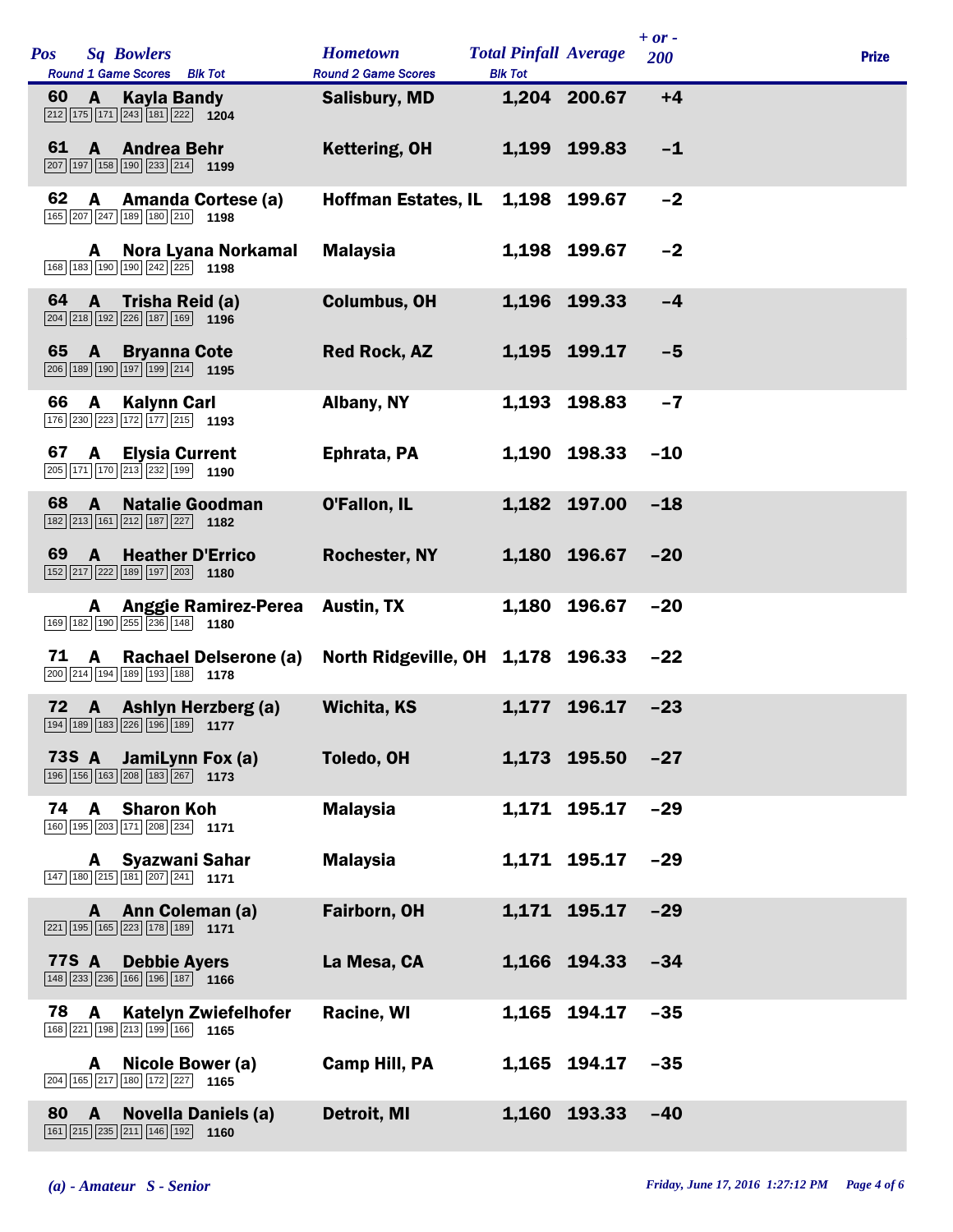| Pos | Sq | Bowlers<br>Round 1 Game Scores Blk Tot | Hometown<br>Round 2 Game Scores | Total Pinfall<br>Blk Tot | Average | + or - 200 | Prize |
|---|---|---|---|---|---|---|---|
| 60 | A | Kayla Bandy<br>212 175 171 243 181 222 1204 | Salisbury, MD | 1,204 | 200.67 | +4 | |
| 61 | A | Andrea Behr<br>207 197 158 190 233 214 1199 | Kettering, OH | 1,199 | 199.83 | -1 | |
| 62 | A | Amanda Cortese (a)<br>165 207 247 189 180 210 1198 | Hoffman Estates, IL | 1,198 | 199.67 | -2 | |
| | A | Nora Lyana Norkamal<br>168 183 190 190 242 225 1198 | Malaysia | 1,198 | 199.67 | -2 | |
| 64 | A | Trisha Reid (a)<br>204 218 192 226 187 169 1196 | Columbus, OH | 1,196 | 199.33 | -4 | |
| 65 | A | Bryanna Cote<br>206 189 190 197 199 214 1195 | Red Rock, AZ | 1,195 | 199.17 | -5 | |
| 66 | A | Kalynn Carl<br>176 230 223 172 177 215 1193 | Albany, NY | 1,193 | 198.83 | -7 | |
| 67 | A | Elysia Current<br>205 171 170 213 232 199 1190 | Ephrata, PA | 1,190 | 198.33 | -10 | |
| 68 | A | Natalie Goodman<br>182 213 161 212 187 227 1182 | O'Fallon, IL | 1,182 | 197.00 | -18 | |
| 69 | A | Heather D'Errico<br>152 217 222 189 197 203 1180 | Rochester, NY | 1,180 | 196.67 | -20 | |
| | A | Anggie Ramirez-Perea<br>169 182 190 255 236 148 1180 | Austin, TX | 1,180 | 196.67 | -20 | |
| 71 | A | Rachael Delserone (a)<br>200 214 194 189 193 188 1178 | North Ridgeville, OH | 1,178 | 196.33 | -22 | |
| 72 | A | Ashlyn Herzberg (a)<br>194 189 183 226 196 189 1177 | Wichita, KS | 1,177 | 196.17 | -23 | |
| 73S | A | JamiLynn Fox (a)<br>196 156 163 208 183 267 1173 | Toledo, OH | 1,173 | 195.50 | -27 | |
| 74 | A | Sharon Koh<br>160 195 203 171 208 234 1171 | Malaysia | 1,171 | 195.17 | -29 | |
| | A | Syazwani Sahar<br>147 180 215 181 207 241 1171 | Malaysia | 1,171 | 195.17 | -29 | |
| | A | Ann Coleman (a)<br>221 195 165 223 178 189 1171 | Fairborn, OH | 1,171 | 195.17 | -29 | |
| 77S | A | Debbie Ayers<br>148 233 236 166 196 187 1166 | La Mesa, CA | 1,166 | 194.33 | -34 | |
| 78 | A | Katelyn Zwiefelhofer<br>168 221 198 213 199 166 1165 | Racine, WI | 1,165 | 194.17 | -35 | |
| | A | Nicole Bower (a)<br>204 165 217 180 172 227 1165 | Camp Hill, PA | 1,165 | 194.17 | -35 | |
| 80 | A | Novella Daniels (a)<br>161 215 235 211 146 192 1160 | Detroit, MI | 1,160 | 193.33 | -40 | |

*(a) - Amateur S - Senior*

*Friday, June 17, 2016 1:27:12 PM*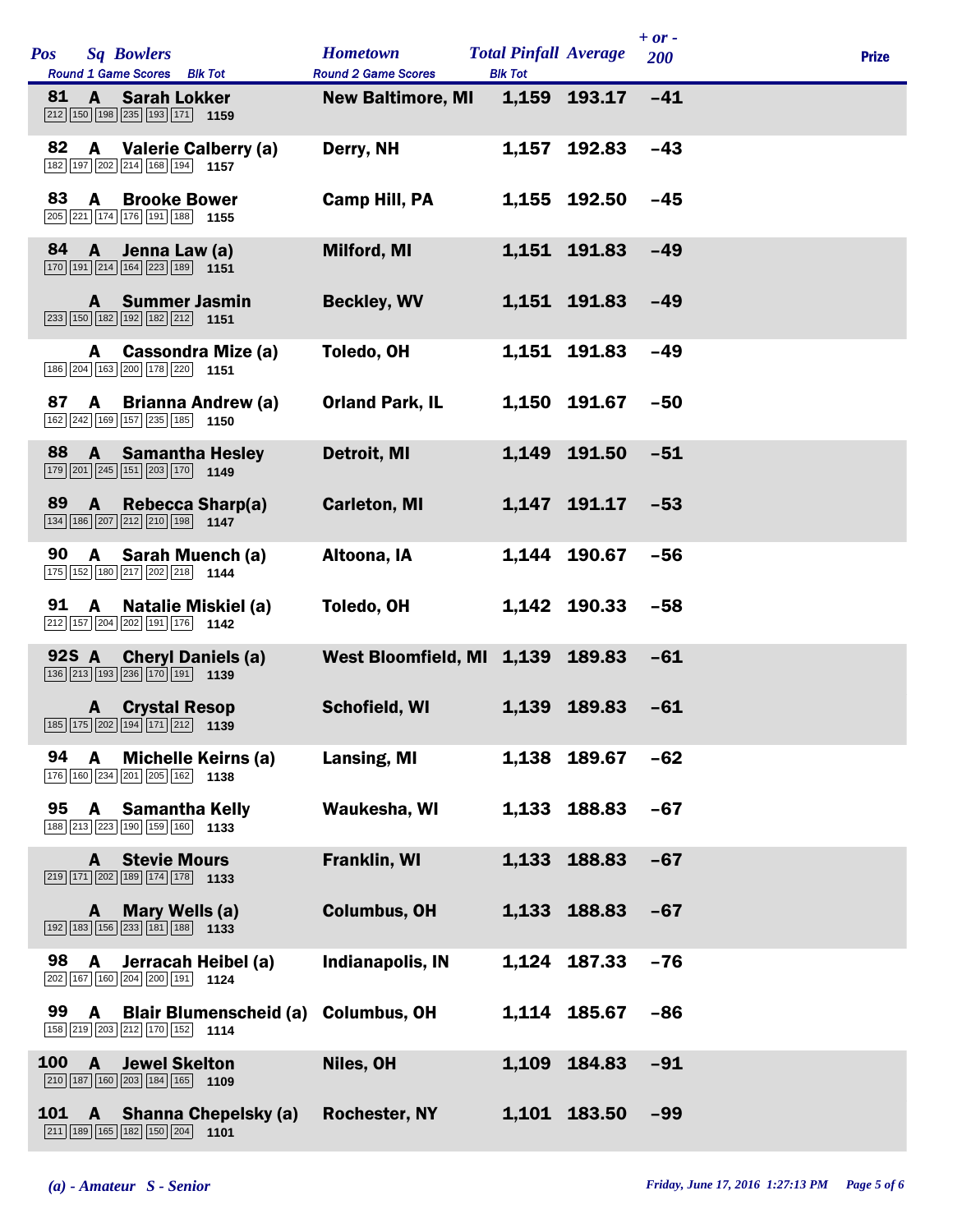| Pos | Sq | Bowlers | Round 1 Game Scores | Blk Tot | Hometown | Total Pinfall | Average | + or - 200 | Prize |
|---|---|---|---|---|---|---|---|---|---|
| 81 | A | Sarah Lokker | 212 150 198 235 193 171 | 1159 | New Baltimore, MI | 1,159 | 193.17 | -41 | |
| 82 | A | Valerie Calberry (a) | 182 197 202 214 168 194 | 1157 | Derry, NH | 1,157 | 192.83 | -43 | |
| 83 | A | Brooke Bower | 205 221 174 176 191 188 | 1155 | Camp Hill, PA | 1,155 | 192.50 | -45 | |
| 84 | A | Jenna Law (a) | 170 191 214 164 223 189 | 1151 | Milford, MI | 1,151 | 191.83 | -49 | |
| | A | Summer Jasmin | 233 150 182 192 182 212 | 1151 | Beckley, WV | 1,151 | 191.83 | -49 | |
| | A | Cassondra Mize (a) | 186 204 163 200 178 220 | 1151 | Toledo, OH | 1,151 | 191.83 | -49 | |
| 87 | A | Brianna Andrew (a) | 162 242 169 157 235 185 | 1150 | Orland Park, IL | 1,150 | 191.67 | -50 | |
| 88 | A | Samantha Hesley | 179 201 245 151 203 170 | 1149 | Detroit, MI | 1,149 | 191.50 | -51 | |
| 89 | A | Rebecca Sharp(a) | 134 186 207 212 210 198 | 1147 | Carleton, MI | 1,147 | 191.17 | -53 | |
| 90 | A | Sarah Muench (a) | 175 152 180 217 202 218 | 1144 | Altoona, IA | 1,144 | 190.67 | -56 | |
| 91 | A | Natalie Miskiel (a) | 212 157 204 202 191 176 | 1142 | Toledo, OH | 1,142 | 190.33 | -58 | |
| 92S | A | Cheryl Daniels (a) | 136 213 193 236 170 191 | 1139 | West Bloomfield, MI | 1,139 | 189.83 | -61 | |
| | A | Crystal Resop | 185 175 202 194 171 212 | 1139 | Schofield, WI | 1,139 | 189.83 | -61 | |
| 94 | A | Michelle Keirns (a) | 176 160 234 201 205 162 | 1138 | Lansing, MI | 1,138 | 189.67 | -62 | |
| 95 | A | Samantha Kelly | 188 213 223 190 159 160 | 1133 | Waukesha, WI | 1,133 | 188.83 | -67 | |
| | A | Stevie Mours | 219 171 202 189 174 178 | 1133 | Franklin, WI | 1,133 | 188.83 | -67 | |
| | A | Mary Wells (a) | 192 183 156 233 181 188 | 1133 | Columbus, OH | 1,133 | 188.83 | -67 | |
| 98 | A | Jerracah Heibel (a) | 202 167 160 204 200 191 | 1124 | Indianapolis, IN | 1,124 | 187.33 | -76 | |
| 99 | A | Blair Blumenscheid (a) | 158 219 203 212 170 152 | 1114 | Columbus, OH | 1,114 | 185.67 | -86 | |
| 100 | A | Jewel Skelton | 210 187 160 203 184 165 | 1109 | Niles, OH | 1,109 | 184.83 | -91 | |
| 101 | A | Shanna Chepelsky (a) | 211 189 165 182 150 204 | 1101 | Rochester, NY | 1,101 | 183.50 | -99 | |

*(a) - Amateur S - Senior*

*Friday, June 17, 2016 1:27:13 PM*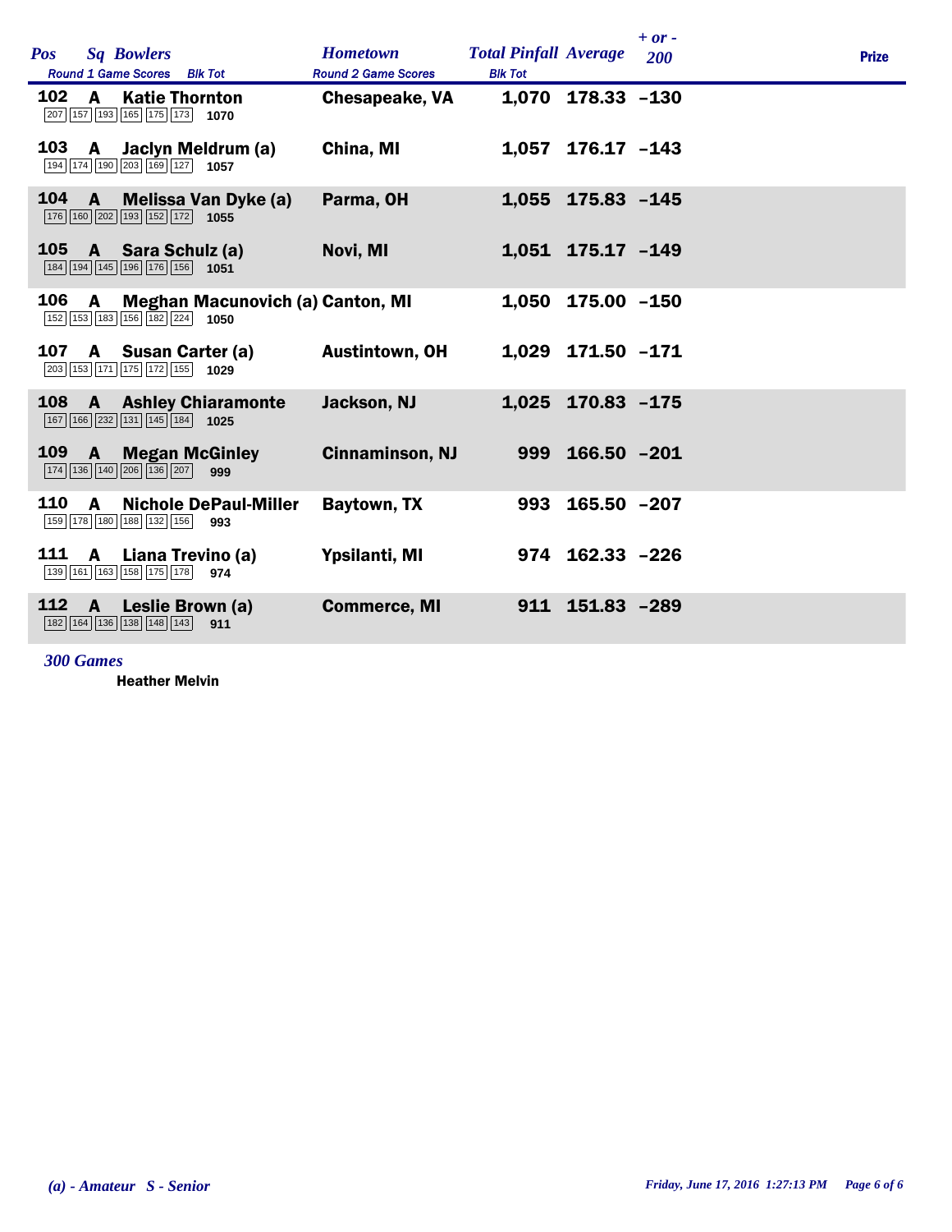| Pos | Sq | Bowlers | Round 1 Game Scores | Blk Tot | Hometown | Total Pinfall | Average | + or - 200 | Prize |
|---|---|---|---|---|---|---|---|---|---|
| 102 | A | Katie Thornton | 207 157 193 165 175 173 | 1070 | Chesapeake, VA | 1,070 | 178.33 | -130 | |
| 103 | A | Jaclyn Meldrum (a) | 194 174 190 203 169 127 | 1057 | China, MI | 1,057 | 176.17 | -143 | |
| 104 | A | Melissa Van Dyke (a) | 176 160 202 193 152 172 | 1055 | Parma, OH | 1,055 | 175.83 | -145 | |
| 105 | A | Sara Schulz (a) | 184 194 145 196 176 156 | 1051 | Novi, MI | 1,051 | 175.17 | -149 | |
| 106 | A | Meghan Macunovich (a) | 152 153 183 156 182 224 | 1050 | Canton, MI | 1,050 | 175.00 | -150 | |
| 107 | A | Susan Carter (a) | 203 153 171 175 172 155 | 1029 | Austintown, OH | 1,029 | 171.50 | -171 | |
| 108 | A | Ashley Chiaramonte | 167 166 232 131 145 184 | 1025 | Jackson, NJ | 1,025 | 170.83 | -175 | |
| 109 | A | Megan McGinley | 174 136 140 206 136 207 | 999 | Cinnaminson, NJ | 999 | 166.50 | -201 | |
| 110 | A | Nichole DePaul-Miller | 159 178 180 188 132 156 | 993 | Baytown, TX | 993 | 165.50 | -207 | |
| 111 | A | Liana Trevino (a) | 139 161 163 158 175 178 | 974 | Ypsilanti, MI | 974 | 162.33 | -226 | |
| 112 | A | Leslie Brown (a) | 182 164 136 138 148 143 | 911 | Commerce, MI | 911 | 151.83 | -289 | |

*300 Games*

Heather Melvin

*(a) - Amateur S - Senior*

*Friday, June 17, 2016 1:27:13 PM*